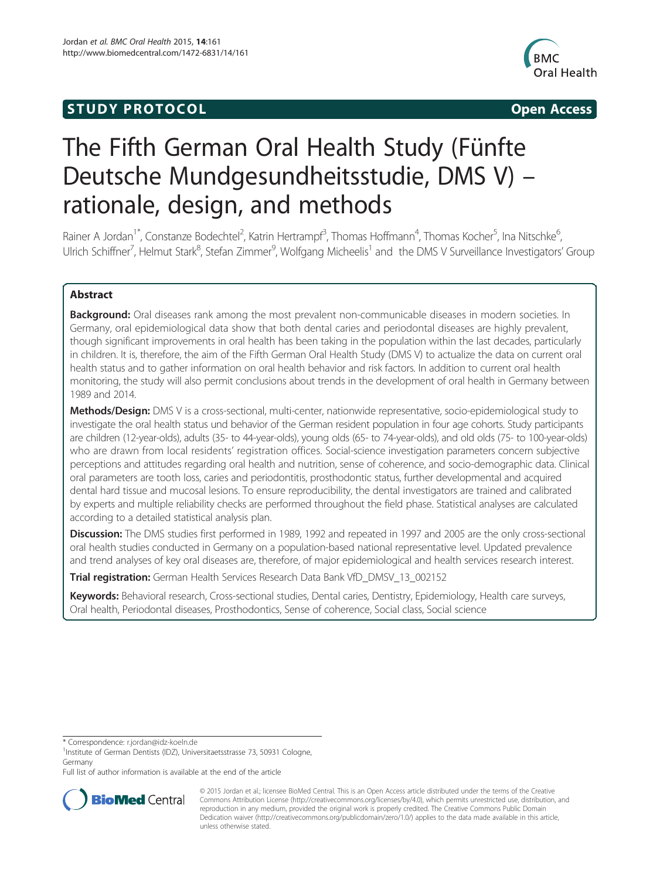STUDY PROTOCOL Open Access

# The Fifth German Oral Health Study (Fünfte Deutsche Mundgesundheitsstudie, DMS V) – rationale, design, and methods

Rainer A Jordan[1*], Constanze Bodechtel[2], Katrin Hertrampf[3], Thomas Hoffmann[4], Thomas Kocher[5], Ina Nitschke[6], Ulrich Schiffner[7], Helmut Stark[8], Stefan Zimmer[9], Wolfgang Micheelis[1] and the DMS V Surveillance Investigators' Group

## Abstract

**Background:** Oral diseases rank among the most prevalent non-communicable diseases in modern societies. In Germany, oral epidemiological data show that both dental caries and periodontal diseases are highly prevalent, though significant improvements in oral health has been taking in the population within the last decades, particularly in children. It is, therefore, the aim of the Fifth German Oral Health Study (DMS V) to actualize the data on current oral health status and to gather information on oral health behavior and risk factors. In addition to current oral health monitoring, the study will also permit conclusions about trends in the development of oral health in Germany between 1989 and 2014.

**Methods/Design:** DMS V is a cross-sectional, multi-center, nationwide representative, socio-epidemiological study to investigate the oral health status und behavior of the German resident population in four age cohorts. Study participants are children (12-year-olds), adults (35- to 44-year-olds), young olds (65- to 74-year-olds), and old olds (75- to 100-year-olds) who are drawn from local residents' registration offices. Social-science investigation parameters concern subjective perceptions and attitudes regarding oral health and nutrition, sense of coherence, and socio-demographic data. Clinical oral parameters are tooth loss, caries and periodontitis, prosthodontic status, further developmental and acquired dental hard tissue and mucosal lesions. To ensure reproducibility, the dental investigators are trained and calibrated by experts and multiple reliability checks are performed throughout the field phase. Statistical analyses are calculated according to a detailed statistical analysis plan.

**Discussion:** The DMS studies first performed in 1989, 1992 and repeated in 1997 and 2005 are the only cross-sectional oral health studies conducted in Germany on a population-based national representative level. Updated prevalence and trend analyses of key oral diseases are, therefore, of major epidemiological and health services research interest.

**Trial registration:** German Health Services Research Data Bank VfD_DMSV_13_002152

**Keywords:** Behavioral research, Cross-sectional studies, Dental caries, Dentistry, Epidemiology, Health care surveys, Oral health, Periodontal diseases, Prosthodontics, Sense of coherence, Social class, Social science

\* Correspondence: r.jordan@idz-koeln.de
[1] Institute of German Dentists (IDZ), Universitaetsstrasse 73, 50931 Cologne, Germany
Full list of author information is available at the end of the article

© 2015 Jordan et al.; licensee BioMed Central. This is an Open Access article distributed under the terms of the Creative Commons Attribution License (http://creativecommons.org/licenses/by/4.0), which permits unrestricted use, distribution, and reproduction in any medium, provided the original work is properly credited. The Creative Commons Public Domain Dedication waiver (http://creativecommons.org/publicdomain/zero/1.0/) applies to the data made available in this article, unless otherwise stated.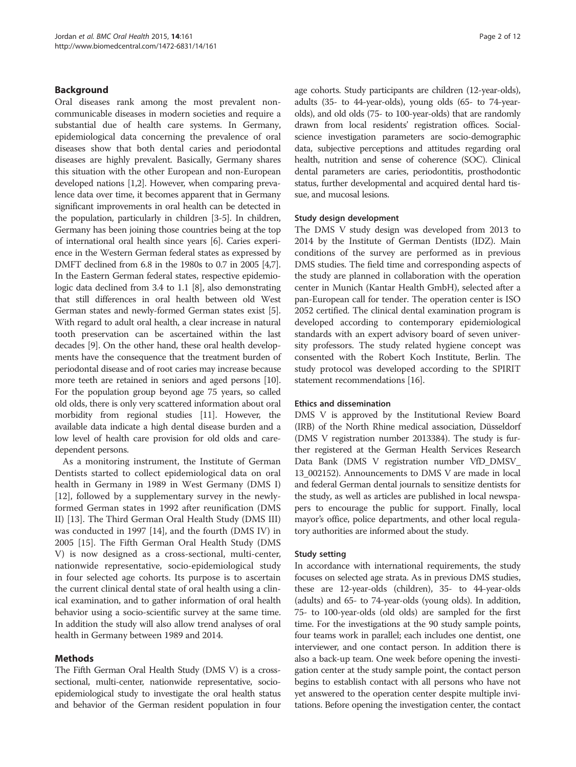## Background

Oral diseases rank among the most prevalent non-communicable diseases in modern societies and require a substantial due of health care systems. In Germany, epidemiological data concerning the prevalence of oral diseases show that both dental caries and periodontal diseases are highly prevalent. Basically, Germany shares this situation with the other European and non-European developed nations [1,2]. However, when comparing prevalence data over time, it becomes apparent that in Germany significant improvements in oral health can be detected in the population, particularly in children [3-5]. In children, Germany has been joining those countries being at the top of international oral health since years [6]. Caries experience in the Western German federal states as expressed by DMFT declined from 6.8 in the 1980s to 0.7 in 2005 [4,7]. In the Eastern German federal states, respective epidemiologic data declined from 3.4 to 1.1 [8], also demonstrating that still differences in oral health between old West German states and newly-formed German states exist [5]. With regard to adult oral health, a clear increase in natural tooth preservation can be ascertained within the last decades [9]. On the other hand, these oral health developments have the consequence that the treatment burden of periodontal disease and of root caries may increase because more teeth are retained in seniors and aged persons [10]. For the population group beyond age 75 years, so called old olds, there is only very scattered information about oral morbidity from regional studies [11]. However, the available data indicate a high dental disease burden and a low level of health care provision for old olds and care-dependent persons.

As a monitoring instrument, the Institute of German Dentists started to collect epidemiological data on oral health in Germany in 1989 in West Germany (DMS I) [12], followed by a supplementary survey in the newly-formed German states in 1992 after reunification (DMS II) [13]. The Third German Oral Health Study (DMS III) was conducted in 1997 [14], and the fourth (DMS IV) in 2005 [15]. The Fifth German Oral Health Study (DMS V) is now designed as a cross-sectional, multi-center, nationwide representative, socio-epidemiological study in four selected age cohorts. Its purpose is to ascertain the current clinical dental state of oral health using a clinical examination, and to gather information of oral health behavior using a socio-scientific survey at the same time. In addition the study will also allow trend analyses of oral health in Germany between 1989 and 2014.

## Methods

The Fifth German Oral Health Study (DMS V) is a cross-sectional, multi-center, nationwide representative, socio-epidemiological study to investigate the oral health status and behavior of the German resident population in four age cohorts. Study participants are children (12-year-olds), adults (35- to 44-year-olds), young olds (65- to 74-year-olds), and old olds (75- to 100-year-olds) that are randomly drawn from local residents' registration offices. Social-science investigation parameters are socio-demographic data, subjective perceptions and attitudes regarding oral health, nutrition and sense of coherence (SOC). Clinical dental parameters are caries, periodontitis, prosthodontic status, further developmental and acquired dental hard tissue, and mucosal lesions.

### Study design development

The DMS V study design was developed from 2013 to 2014 by the Institute of German Dentists (IDZ). Main conditions of the survey are performed as in previous DMS studies. The field time and corresponding aspects of the study are planned in collaboration with the operation center in Munich (Kantar Health GmbH), selected after a pan-European call for tender. The operation center is ISO 2052 certified. The clinical dental examination program is developed according to contemporary epidemiological standards with an expert advisory board of seven university professors. The study related hygiene concept was consented with the Robert Koch Institute, Berlin. The study protocol was developed according to the SPIRIT statement recommendations [16].

### Ethics and dissemination

DMS V is approved by the Institutional Review Board (IRB) of the North Rhine medical association, Düsseldorf (DMS V registration number 2013384). The study is further registered at the German Health Services Research Data Bank (DMS V registration number VfD_DMSV_13_002152). Announcements to DMS V are made in local and federal German dental journals to sensitize dentists for the study, as well as articles are published in local newspapers to encourage the public for support. Finally, local mayor's office, police departments, and other local regulatory authorities are informed about the study.

### Study setting

In accordance with international requirements, the study focuses on selected age strata. As in previous DMS studies, these are 12-year-olds (children), 35- to 44-year-olds (adults) and 65- to 74-year-olds (young olds). In addition, 75- to 100-year-olds (old olds) are sampled for the first time. For the investigations at the 90 study sample points, four teams work in parallel; each includes one dentist, one interviewer, and one contact person. In addition there is also a back-up team. One week before opening the investigation center at the study sample point, the contact person begins to establish contact with all persons who have not yet answered to the operation center despite multiple invitations. Before opening the investigation center, the contact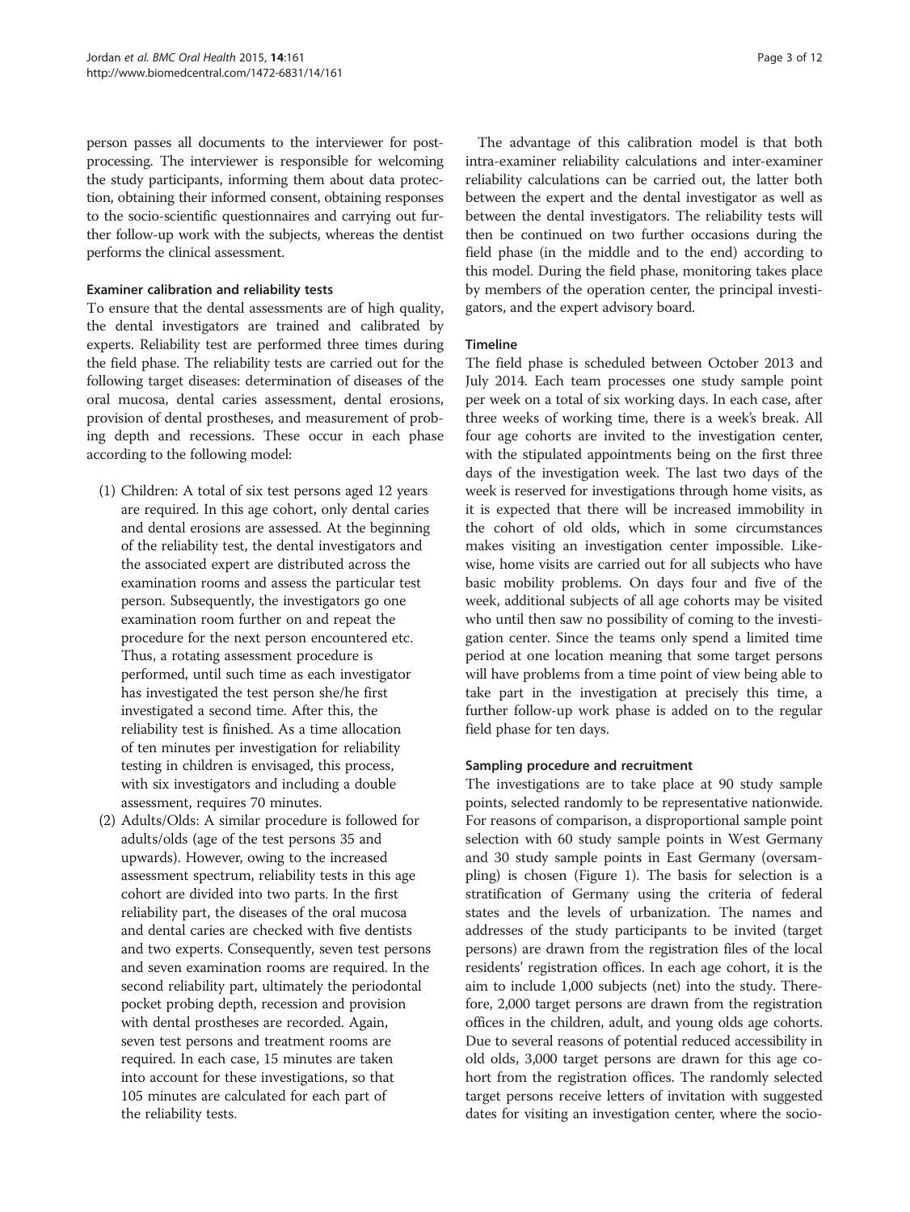person passes all documents to the interviewer for post-processing. The interviewer is responsible for welcoming the study participants, informing them about data protection, obtaining their informed consent, obtaining responses to the socio-scientific questionnaires and carrying out further follow-up work with the subjects, whereas the dentist performs the clinical assessment.

### Examiner calibration and reliability tests

To ensure that the dental assessments are of high quality, the dental investigators are trained and calibrated by experts. Reliability test are performed three times during the field phase. The reliability tests are carried out for the following target diseases: determination of diseases of the oral mucosa, dental caries assessment, dental erosions, provision of dental prostheses, and measurement of probing depth and recessions. These occur in each phase according to the following model:

(1) Children: A total of six test persons aged 12 years are required. In this age cohort, only dental caries and dental erosions are assessed. At the beginning of the reliability test, the dental investigators and the associated expert are distributed across the examination rooms and assess the particular test person. Subsequently, the investigators go one examination room further on and repeat the procedure for the next person encountered etc. Thus, a rotating assessment procedure is performed, until such time as each investigator has investigated the test person she/he first investigated a second time. After this, the reliability test is finished. As a time allocation of ten minutes per investigation for reliability testing in children is envisaged, this process, with six investigators and including a double assessment, requires 70 minutes.

(2) Adults/Olds: A similar procedure is followed for adults/olds (age of the test persons 35 and upwards). However, owing to the increased assessment spectrum, reliability tests in this age cohort are divided into two parts. In the first reliability part, the diseases of the oral mucosa and dental caries are checked with five dentists and two experts. Consequently, seven test persons and seven examination rooms are required. In the second reliability part, ultimately the periodontal pocket probing depth, recession and provision with dental prostheses are recorded. Again, seven test persons and treatment rooms are required. In each case, 15 minutes are taken into account for these investigations, so that 105 minutes are calculated for each part of the reliability tests.

The advantage of this calibration model is that both intra-examiner reliability calculations and inter-examiner reliability calculations can be carried out, the latter both between the expert and the dental investigator as well as between the dental investigators. The reliability tests will then be continued on two further occasions during the field phase (in the middle and to the end) according to this model. During the field phase, monitoring takes place by members of the operation center, the principal investigators, and the expert advisory board.

### Timeline

The field phase is scheduled between October 2013 and July 2014. Each team processes one study sample point per week on a total of six working days. In each case, after three weeks of working time, there is a week's break. All four age cohorts are invited to the investigation center, with the stipulated appointments being on the first three days of the investigation week. The last two days of the week is reserved for investigations through home visits, as it is expected that there will be increased immobility in the cohort of old olds, which in some circumstances makes visiting an investigation center impossible. Likewise, home visits are carried out for all subjects who have basic mobility problems. On days four and five of the week, additional subjects of all age cohorts may be visited who until then saw no possibility of coming to the investigation center. Since the teams only spend a limited time period at one location meaning that some target persons will have problems from a time point of view being able to take part in the investigation at precisely this time, a further follow-up work phase is added on to the regular field phase for ten days.

### Sampling procedure and recruitment

The investigations are to take place at 90 study sample points, selected randomly to be representative nationwide. For reasons of comparison, a disproportional sample point selection with 60 study sample points in West Germany and 30 study sample points in East Germany (oversampling) is chosen (Figure 1). The basis for selection is a stratification of Germany using the criteria of federal states and the levels of urbanization. The names and addresses of the study participants to be invited (target persons) are drawn from the registration files of the local residents' registration offices. In each age cohort, it is the aim to include 1,000 subjects (net) into the study. Therefore, 2,000 target persons are drawn from the registration offices in the children, adult, and young olds age cohorts. Due to several reasons of potential reduced accessibility in old olds, 3,000 target persons are drawn for this age cohort from the registration offices. The randomly selected target persons receive letters of invitation with suggested dates for visiting an investigation center, where the socio-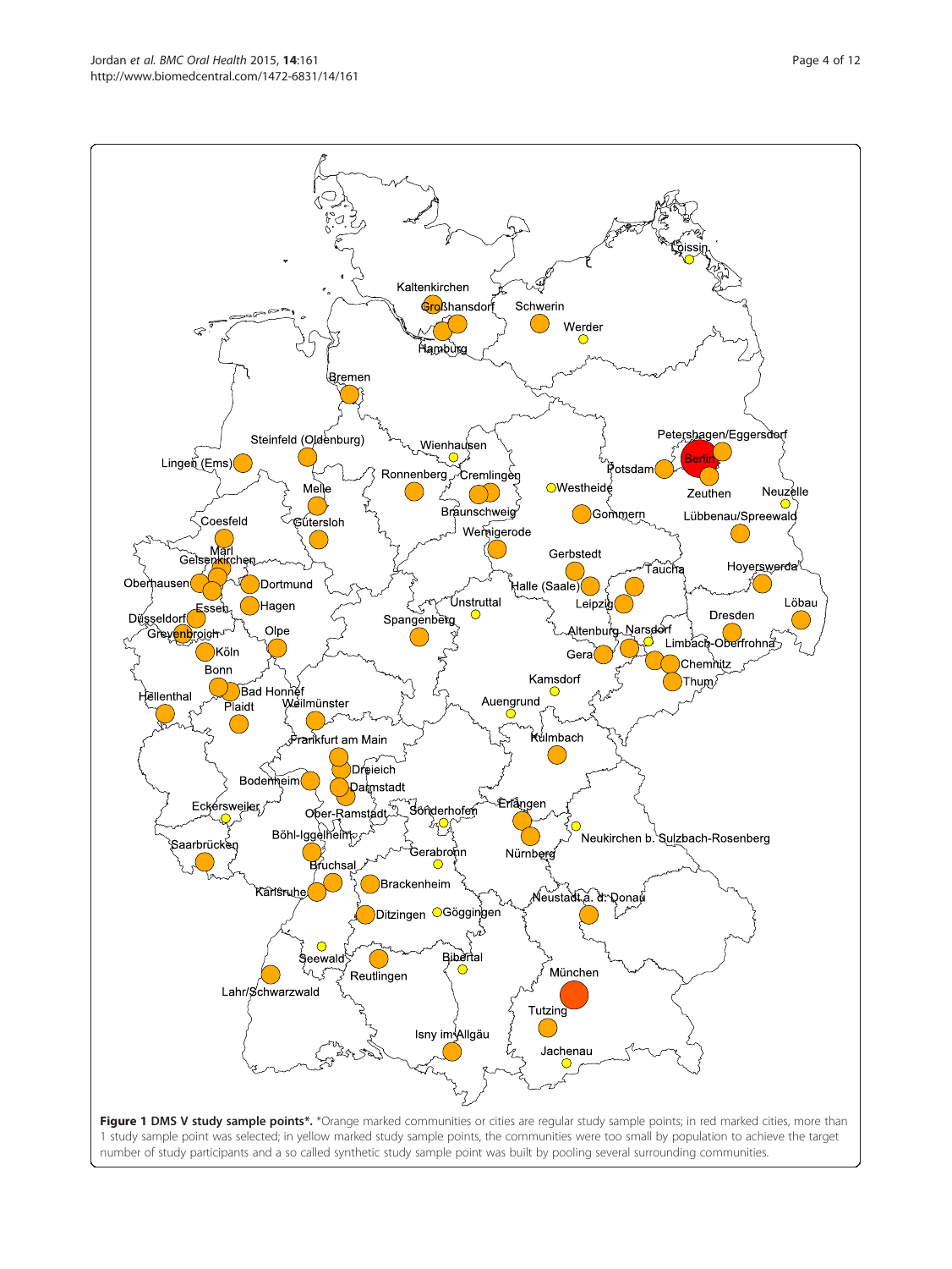**Figure 1 DMS V study sample points\*.** \*Orange marked communities or cities are regular study sample points; in red marked cities, more than 1 study sample point was selected; in yellow marked study sample points, the communities were too small by population to achieve the target number of study participants and a so called synthetic study sample point was built by pooling several surrounding communities.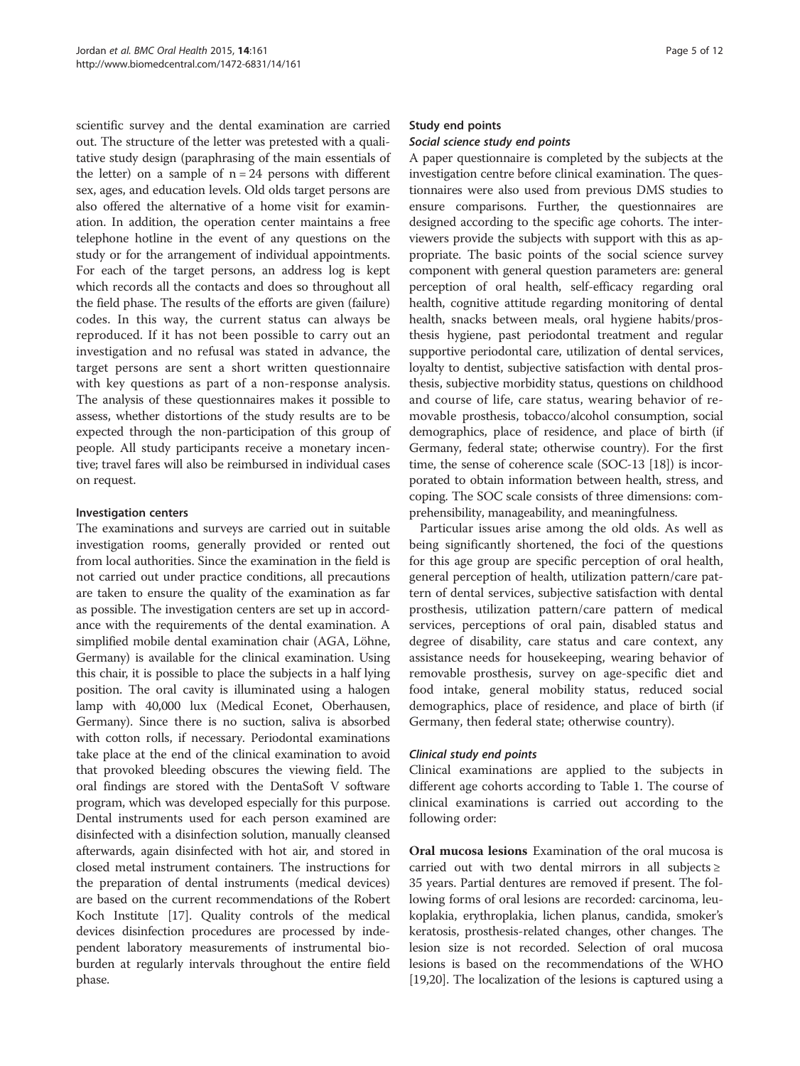scientific survey and the dental examination are carried out. The structure of the letter was pretested with a qualitative study design (paraphrasing of the main essentials of the letter) on a sample of n = 24 persons with different sex, ages, and education levels. Old olds target persons are also offered the alternative of a home visit for examination. In addition, the operation center maintains a free telephone hotline in the event of any questions on the study or for the arrangement of individual appointments. For each of the target persons, an address log is kept which records all the contacts and does so throughout all the field phase. The results of the efforts are given (failure) codes. In this way, the current status can always be reproduced. If it has not been possible to carry out an investigation and no refusal was stated in advance, the target persons are sent a short written questionnaire with key questions as part of a non-response analysis. The analysis of these questionnaires makes it possible to assess, whether distortions of the study results are to be expected through the non-participation of this group of people. All study participants receive a monetary incentive; travel fares will also be reimbursed in individual cases on request.

#### Investigation centers

The examinations and surveys are carried out in suitable investigation rooms, generally provided or rented out from local authorities. Since the examination in the field is not carried out under practice conditions, all precautions are taken to ensure the quality of the examination as far as possible. The investigation centers are set up in accordance with the requirements of the dental examination. A simplified mobile dental examination chair (AGA, Löhne, Germany) is available for the clinical examination. Using this chair, it is possible to place the subjects in a half lying position. The oral cavity is illuminated using a halogen lamp with 40,000 lux (Medical Econet, Oberhausen, Germany). Since there is no suction, saliva is absorbed with cotton rolls, if necessary. Periodontal examinations take place at the end of the clinical examination to avoid that provoked bleeding obscures the viewing field. The oral findings are stored with the DentaSoft V software program, which was developed especially for this purpose. Dental instruments used for each person examined are disinfected with a disinfection solution, manually cleansed afterwards, again disinfected with hot air, and stored in closed metal instrument containers. The instructions for the preparation of dental instruments (medical devices) are based on the current recommendations of the Robert Koch Institute [17]. Quality controls of the medical devices disinfection procedures are processed by independent laboratory measurements of instrumental bioburden at regularly intervals throughout the entire field phase.

### Study end points

#### *Social science study end points*

A paper questionnaire is completed by the subjects at the investigation centre before clinical examination. The questionnaires were also used from previous DMS studies to ensure comparisons. Further, the questionnaires are designed according to the specific age cohorts. The interviewers provide the subjects with support with this as appropriate. The basic points of the social science survey component with general question parameters are: general perception of oral health, self-efficacy regarding oral health, cognitive attitude regarding monitoring of dental health, snacks between meals, oral hygiene habits/prosthesis hygiene, past periodontal treatment and regular supportive periodontal care, utilization of dental services, loyalty to dentist, subjective satisfaction with dental prosthesis, subjective morbidity status, questions on childhood and course of life, care status, wearing behavior of removable prosthesis, tobacco/alcohol consumption, social demographics, place of residence, and place of birth (if Germany, federal state; otherwise country). For the first time, the sense of coherence scale (SOC-13 [18]) is incorporated to obtain information between health, stress, and coping. The SOC scale consists of three dimensions: comprehensibility, manageability, and meaningfulness.

Particular issues arise among the old olds. As well as being significantly shortened, the foci of the questions for this age group are specific perception of oral health, general perception of health, utilization pattern/care pattern of dental services, subjective satisfaction with dental prosthesis, utilization pattern/care pattern of medical services, perceptions of oral pain, disabled status and degree of disability, care status and care context, any assistance needs for housekeeping, wearing behavior of removable prosthesis, survey on age-specific diet and food intake, general mobility status, reduced social demographics, place of residence, and place of birth (if Germany, then federal state; otherwise country).

#### *Clinical study end points*

Clinical examinations are applied to the subjects in different age cohorts according to Table 1. The course of clinical examinations is carried out according to the following order:

**Oral mucosa lesions** Examination of the oral mucosa is carried out with two dental mirrors in all subjects ≥ 35 years. Partial dentures are removed if present. The following forms of oral lesions are recorded: carcinoma, leukoplakia, erythroplakia, lichen planus, candida, smoker's keratosis, prosthesis-related changes, other changes. The lesion size is not recorded. Selection of oral mucosa lesions is based on the recommendations of the WHO [19,20]. The localization of the lesions is captured using a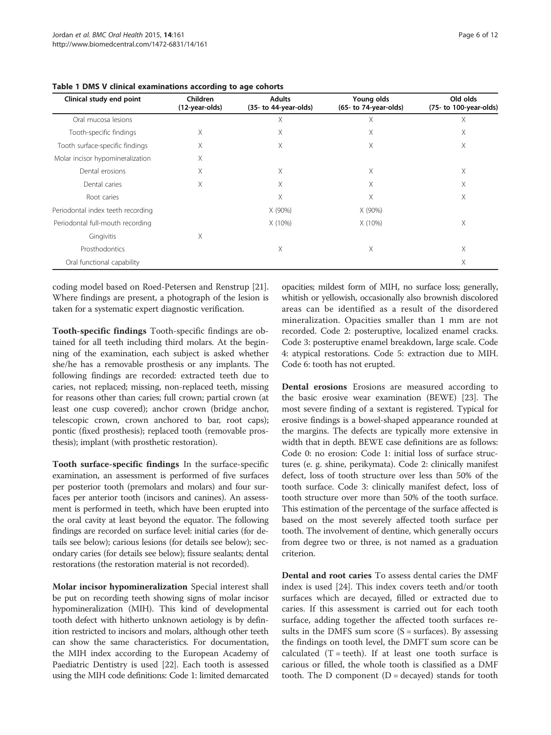**Table 1 DMS V clinical examinations according to age cohorts**

| Clinical study end point | Children (12-year-olds) | Adults (35- to 44-year-olds) | Young olds (65- to 74-year-olds) | Old olds (75- to 100-year-olds) |
|---|---|---|---|---|
| Oral mucosa lesions | | X | X | X |
| Tooth-specific findings | X | X | X | X |
| Tooth surface-specific findings | X | X | X | X |
| Molar incisor hypomineralization | X | | | |
| Dental erosions | X | X | X | X |
| Dental caries | X | X | X | X |
| Root caries | | X | X | X |
| Periodontal index teeth recording | | X (90%) | X (90%) | |
| Periodontal full-mouth recording | | X (10%) | X (10%) | X |
| Gingivitis | X | | | |
| Prosthodontics | | X | X | X |
| Oral functional capability | | | | X |

coding model based on Roed-Petersen and Renstrup [21]. Where findings are present, a photograph of the lesion is taken for a systematic expert diagnostic verification.

**Tooth-specific findings** Tooth-specific findings are obtained for all teeth including third molars. At the beginning of the examination, each subject is asked whether she/he has a removable prosthesis or any implants. The following findings are recorded: extracted teeth due to caries, not replaced; missing, non-replaced teeth, missing for reasons other than caries; full crown; partial crown (at least one cusp covered); anchor crown (bridge anchor, telescopic crown, crown anchored to bar, root caps); pontic (fixed prosthesis); replaced tooth (removable prosthesis); implant (with prosthetic restoration).

**Tooth surface-specific findings** In the surface-specific examination, an assessment is performed of five surfaces per posterior tooth (premolars and molars) and four surfaces per anterior tooth (incisors and canines). An assessment is performed in teeth, which have been erupted into the oral cavity at least beyond the equator. The following findings are recorded on surface level: initial caries (for details see below); carious lesions (for details see below); secondary caries (for details see below); fissure sealants; dental restorations (the restoration material is not recorded).

**Molar incisor hypomineralization** Special interest shall be put on recording teeth showing signs of molar incisor hypomineralization (MIH). This kind of developmental tooth defect with hitherto unknown aetiology is by definition restricted to incisors and molars, although other teeth can show the same characteristics. For documentation, the MIH index according to the European Academy of Paediatric Dentistry is used [22]. Each tooth is assessed using the MIH code definitions: Code 1: limited demarcated opacities; mildest form of MIH, no surface loss; generally, whitish or yellowish, occasionally also brownish discolored areas can be identified as a result of the disordered mineralization. Opacities smaller than 1 mm are not recorded. Code 2: posteruptive, localized enamel cracks. Code 3: posteruptive enamel breakdown, large scale. Code 4: atypical restorations. Code 5: extraction due to MIH. Code 6: tooth has not erupted.

**Dental erosions** Erosions are measured according to the basic erosive wear examination (BEWE) [23]. The most severe finding of a sextant is registered. Typical for erosive findings is a bowel-shaped appearance rounded at the margins. The defects are typically more extensive in width that in depth. BEWE case definitions are as follows: Code 0: no erosion: Code 1: initial loss of surface structures (e. g. shine, perikymata). Code 2: clinically manifest defect, loss of tooth structure over less than 50% of the tooth surface. Code 3: clinically manifest defect, loss of tooth structure over more than 50% of the tooth surface. This estimation of the percentage of the surface affected is based on the most severely affected tooth surface per tooth. The involvement of dentine, which generally occurs from degree two or three, is not named as a graduation criterion.

**Dental and root caries** To assess dental caries the DMF index is used [24]. This index covers teeth and/or tooth surfaces which are decayed, filled or extracted due to caries. If this assessment is carried out for each tooth surface, adding together the affected tooth surfaces results in the DMFS sum score (S = surfaces). By assessing the findings on tooth level, the DMFT sum score can be calculated (T = teeth). If at least one tooth surface is carious or filled, the whole tooth is classified as a DMF tooth. The D component (D = decayed) stands for tooth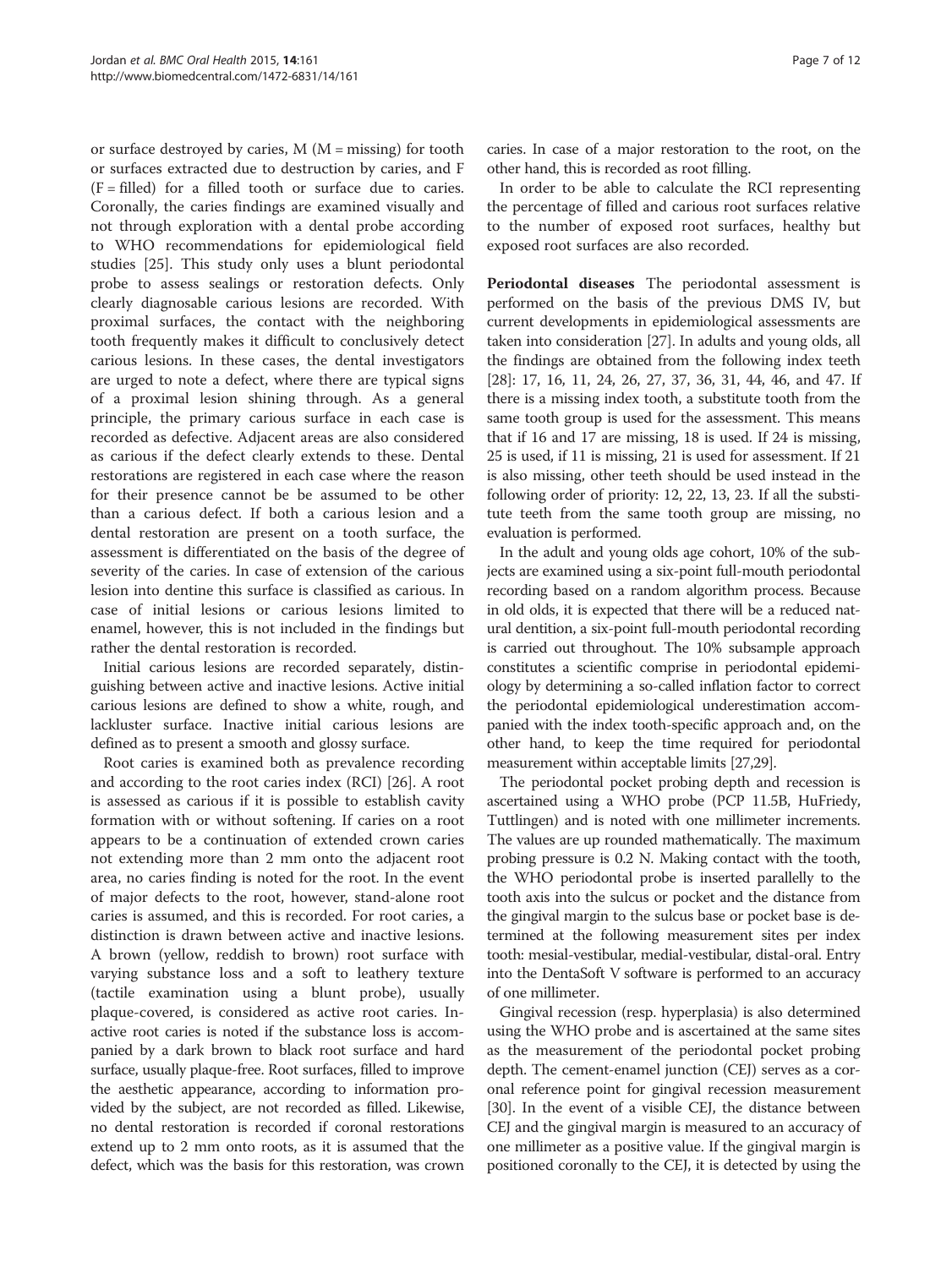or surface destroyed by caries, M (M = missing) for tooth or surfaces extracted due to destruction by caries, and F (F = filled) for a filled tooth or surface due to caries. Coronally, the caries findings are examined visually and not through exploration with a dental probe according to WHO recommendations for epidemiological field studies [25]. This study only uses a blunt periodontal probe to assess sealings or restoration defects. Only clearly diagnosable carious lesions are recorded. With proximal surfaces, the contact with the neighboring tooth frequently makes it difficult to conclusively detect carious lesions. In these cases, the dental investigators are urged to note a defect, where there are typical signs of a proximal lesion shining through. As a general principle, the primary carious surface in each case is recorded as defective. Adjacent areas are also considered as carious if the defect clearly extends to these. Dental restorations are registered in each case where the reason for their presence cannot be be assumed to be other than a carious defect. If both a carious lesion and a dental restoration are present on a tooth surface, the assessment is differentiated on the basis of the degree of severity of the caries. In case of extension of the carious lesion into dentine this surface is classified as carious. In case of initial lesions or carious lesions limited to enamel, however, this is not included in the findings but rather the dental restoration is recorded.

Initial carious lesions are recorded separately, distinguishing between active and inactive lesions. Active initial carious lesions are defined to show a white, rough, and lackluster surface. Inactive initial carious lesions are defined as to present a smooth and glossy surface.

Root caries is examined both as prevalence recording and according to the root caries index (RCI) [26]. A root is assessed as carious if it is possible to establish cavity formation with or without softening. If caries on a root appears to be a continuation of extended crown caries not extending more than 2 mm onto the adjacent root area, no caries finding is noted for the root. In the event of major defects to the root, however, stand-alone root caries is assumed, and this is recorded. For root caries, a distinction is drawn between active and inactive lesions. A brown (yellow, reddish to brown) root surface with varying substance loss and a soft to leathery texture (tactile examination using a blunt probe), usually plaque-covered, is considered as active root caries. Inactive root caries is noted if the substance loss is accompanied by a dark brown to black root surface and hard surface, usually plaque-free. Root surfaces, filled to improve the aesthetic appearance, according to information provided by the subject, are not recorded as filled. Likewise, no dental restoration is recorded if coronal restorations extend up to 2 mm onto roots, as it is assumed that the defect, which was the basis for this restoration, was crown caries. In case of a major restoration to the root, on the other hand, this is recorded as root filling.

In order to be able to calculate the RCI representing the percentage of filled and carious root surfaces relative to the number of exposed root surfaces, healthy but exposed root surfaces are also recorded.

**Periodontal diseases** The periodontal assessment is performed on the basis of the previous DMS IV, but current developments in epidemiological assessments are taken into consideration [27]. In adults and young olds, all the findings are obtained from the following index teeth [28]: 17, 16, 11, 24, 26, 27, 37, 36, 31, 44, 46, and 47. If there is a missing index tooth, a substitute tooth from the same tooth group is used for the assessment. This means that if 16 and 17 are missing, 18 is used. If 24 is missing, 25 is used, if 11 is missing, 21 is used for assessment. If 21 is also missing, other teeth should be used instead in the following order of priority: 12, 22, 13, 23. If all the substitute teeth from the same tooth group are missing, no evaluation is performed.

In the adult and young olds age cohort, 10% of the subjects are examined using a six-point full-mouth periodontal recording based on a random algorithm process. Because in old olds, it is expected that there will be a reduced natural dentition, a six-point full-mouth periodontal recording is carried out throughout. The 10% subsample approach constitutes a scientific comprise in periodontal epidemiology by determining a so-called inflation factor to correct the periodontal epidemiological underestimation accompanied with the index tooth-specific approach and, on the other hand, to keep the time required for periodontal measurement within acceptable limits [27,29].

The periodontal pocket probing depth and recession is ascertained using a WHO probe (PCP 11.5B, HuFriedy, Tuttlingen) and is noted with one millimeter increments. The values are up rounded mathematically. The maximum probing pressure is 0.2 N. Making contact with the tooth, the WHO periodontal probe is inserted parallelly to the tooth axis into the sulcus or pocket and the distance from the gingival margin to the sulcus base or pocket base is determined at the following measurement sites per index tooth: mesial-vestibular, medial-vestibular, distal-oral. Entry into the DentaSoft V software is performed to an accuracy of one millimeter.

Gingival recession (resp. hyperplasia) is also determined using the WHO probe and is ascertained at the same sites as the measurement of the periodontal pocket probing depth. The cement-enamel junction (CEJ) serves as a coronal reference point for gingival recession measurement [30]. In the event of a visible CEJ, the distance between CEJ and the gingival margin is measured to an accuracy of one millimeter as a positive value. If the gingival margin is positioned coronally to the CEJ, it is detected by using the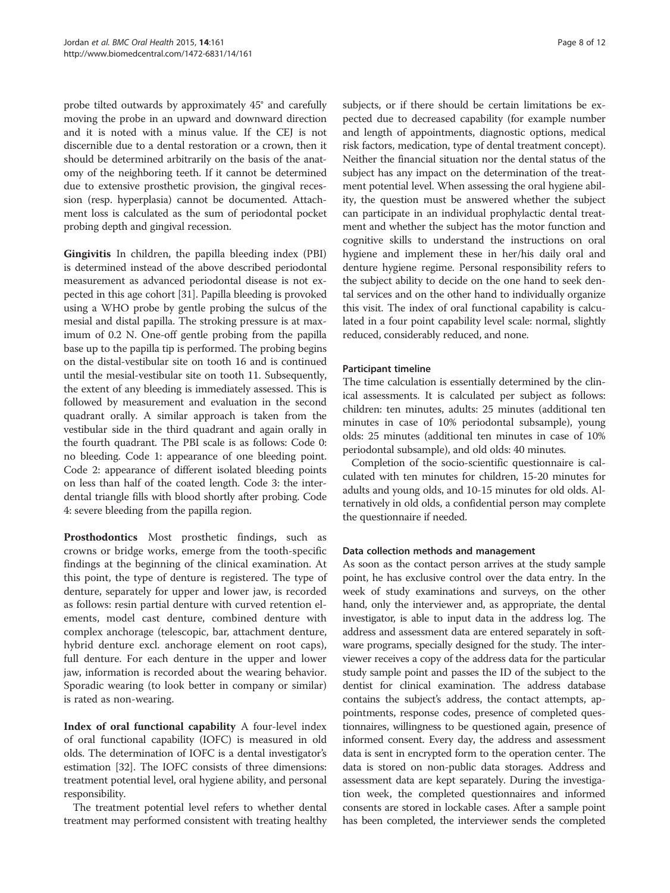probe tilted outwards by approximately 45° and carefully moving the probe in an upward and downward direction and it is noted with a minus value. If the CEJ is not discernible due to a dental restoration or a crown, then it should be determined arbitrarily on the basis of the anatomy of the neighboring teeth. If it cannot be determined due to extensive prosthetic provision, the gingival recession (resp. hyperplasia) cannot be documented. Attachment loss is calculated as the sum of periodontal pocket probing depth and gingival recession.

**Gingivitis** In children, the papilla bleeding index (PBI) is determined instead of the above described periodontal measurement as advanced periodontal disease is not expected in this age cohort [31]. Papilla bleeding is provoked using a WHO probe by gentle probing the sulcus of the mesial and distal papilla. The stroking pressure is at maximum of 0.2 N. One-off gentle probing from the papilla base up to the papilla tip is performed. The probing begins on the distal-vestibular site on tooth 16 and is continued until the mesial-vestibular site on tooth 11. Subsequently, the extent of any bleeding is immediately assessed. This is followed by measurement and evaluation in the second quadrant orally. A similar approach is taken from the vestibular side in the third quadrant and again orally in the fourth quadrant. The PBI scale is as follows: Code 0: no bleeding. Code 1: appearance of one bleeding point. Code 2: appearance of different isolated bleeding points on less than half of the coated length. Code 3: the interdental triangle fills with blood shortly after probing. Code 4: severe bleeding from the papilla region.

**Prosthodontics** Most prosthetic findings, such as crowns or bridge works, emerge from the tooth-specific findings at the beginning of the clinical examination. At this point, the type of denture is registered. The type of denture, separately for upper and lower jaw, is recorded as follows: resin partial denture with curved retention elements, model cast denture, combined denture with complex anchorage (telescopic, bar, attachment denture, hybrid denture excl. anchorage element on root caps), full denture. For each denture in the upper and lower jaw, information is recorded about the wearing behavior. Sporadic wearing (to look better in company or similar) is rated as non-wearing.

**Index of oral functional capability** A four-level index of oral functional capability (IOFC) is measured in old olds. The determination of IOFC is a dental investigator's estimation [32]. The IOFC consists of three dimensions: treatment potential level, oral hygiene ability, and personal responsibility.

The treatment potential level refers to whether dental treatment may performed consistent with treating healthy subjects, or if there should be certain limitations be expected due to decreased capability (for example number and length of appointments, diagnostic options, medical risk factors, medication, type of dental treatment concept). Neither the financial situation nor the dental status of the subject has any impact on the determination of the treatment potential level. When assessing the oral hygiene ability, the question must be answered whether the subject can participate in an individual prophylactic dental treatment and whether the subject has the motor function and cognitive skills to understand the instructions on oral hygiene and implement these in her/his daily oral and denture hygiene regime. Personal responsibility refers to the subject ability to decide on the one hand to seek dental services and on the other hand to individually organize this visit. The index of oral functional capability is calculated in a four point capability level scale: normal, slightly reduced, considerably reduced, and none.

### Participant timeline

The time calculation is essentially determined by the clinical assessments. It is calculated per subject as follows: children: ten minutes, adults: 25 minutes (additional ten minutes in case of 10% periodontal subsample), young olds: 25 minutes (additional ten minutes in case of 10% periodontal subsample), and old olds: 40 minutes.

Completion of the socio-scientific questionnaire is calculated with ten minutes for children, 15-20 minutes for adults and young olds, and 10-15 minutes for old olds. Alternatively in old olds, a confidential person may complete the questionnaire if needed.

### Data collection methods and management

As soon as the contact person arrives at the study sample point, he has exclusive control over the data entry. In the week of study examinations and surveys, on the other hand, only the interviewer and, as appropriate, the dental investigator, is able to input data in the address log. The address and assessment data are entered separately in software programs, specially designed for the study. The interviewer receives a copy of the address data for the particular study sample point and passes the ID of the subject to the dentist for clinical examination. The address database contains the subject's address, the contact attempts, appointments, response codes, presence of completed questionnaires, willingness to be questioned again, presence of informed consent. Every day, the address and assessment data is sent in encrypted form to the operation center. The data is stored on non-public data storages. Address and assessment data are kept separately. During the investigation week, the completed questionnaires and informed consents are stored in lockable cases. After a sample point has been completed, the interviewer sends the completed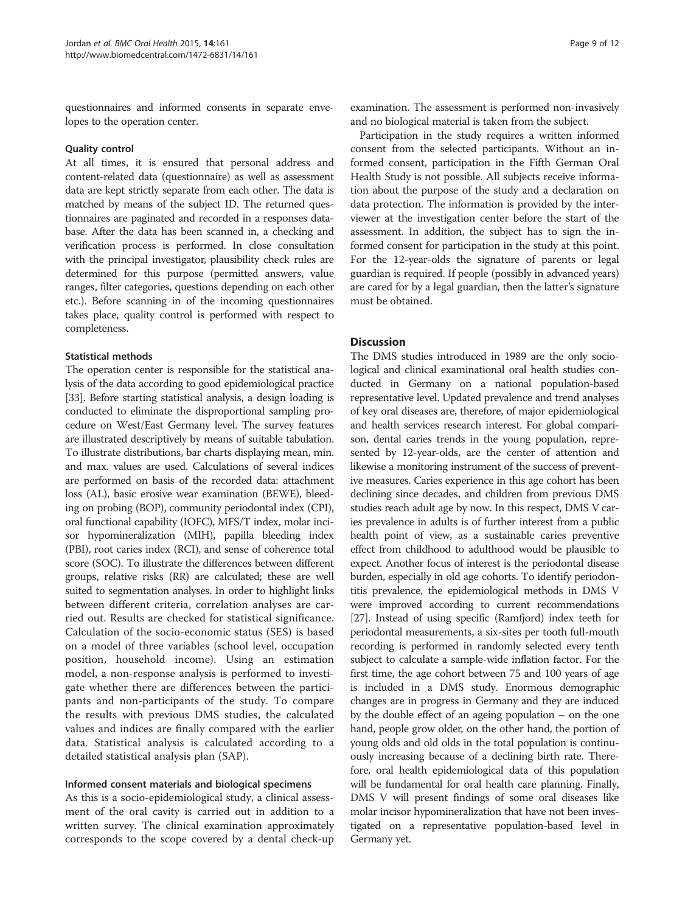questionnaires and informed consents in separate envelopes to the operation center.

#### Quality control

At all times, it is ensured that personal address and content-related data (questionnaire) as well as assessment data are kept strictly separate from each other. The data is matched by means of the subject ID. The returned questionnaires are paginated and recorded in a responses database. After the data has been scanned in, a checking and verification process is performed. In close consultation with the principal investigator, plausibility check rules are determined for this purpose (permitted answers, value ranges, filter categories, questions depending on each other etc.). Before scanning in of the incoming questionnaires takes place, quality control is performed with respect to completeness.

#### Statistical methods

The operation center is responsible for the statistical analysis of the data according to good epidemiological practice [33]. Before starting statistical analysis, a design loading is conducted to eliminate the disproportional sampling procedure on West/East Germany level. The survey features are illustrated descriptively by means of suitable tabulation. To illustrate distributions, bar charts displaying mean, min. and max. values are used. Calculations of several indices are performed on basis of the recorded data: attachment loss (AL), basic erosive wear examination (BEWE), bleeding on probing (BOP), community periodontal index (CPI), oral functional capability (IOFC), MFS/T index, molar incisor hypomineralization (MIH), papilla bleeding index (PBI), root caries index (RCI), and sense of coherence total score (SOC). To illustrate the differences between different groups, relative risks (RR) are calculated; these are well suited to segmentation analyses. In order to highlight links between different criteria, correlation analyses are carried out. Results are checked for statistical significance. Calculation of the socio-economic status (SES) is based on a model of three variables (school level, occupation position, household income). Using an estimation model, a non-response analysis is performed to investigate whether there are differences between the participants and non-participants of the study. To compare the results with previous DMS studies, the calculated values and indices are finally compared with the earlier data. Statistical analysis is calculated according to a detailed statistical analysis plan (SAP).

#### Informed consent materials and biological specimens

As this is a socio-epidemiological study, a clinical assessment of the oral cavity is carried out in addition to a written survey. The clinical examination approximately corresponds to the scope covered by a dental check-up examination. The assessment is performed non-invasively and no biological material is taken from the subject.

Participation in the study requires a written informed consent from the selected participants. Without an informed consent, participation in the Fifth German Oral Health Study is not possible. All subjects receive information about the purpose of the study and a declaration on data protection. The information is provided by the interviewer at the investigation center before the start of the assessment. In addition, the subject has to sign the informed consent for participation in the study at this point. For the 12-year-olds the signature of parents or legal guardian is required. If people (possibly in advanced years) are cared for by a legal guardian, then the latter's signature must be obtained.

## Discussion

The DMS studies introduced in 1989 are the only sociological and clinical examinational oral health studies conducted in Germany on a national population-based representative level. Updated prevalence and trend analyses of key oral diseases are, therefore, of major epidemiological and health services research interest. For global comparison, dental caries trends in the young population, represented by 12-year-olds, are the center of attention and likewise a monitoring instrument of the success of preventive measures. Caries experience in this age cohort has been declining since decades, and children from previous DMS studies reach adult age by now. In this respect, DMS V caries prevalence in adults is of further interest from a public health point of view, as a sustainable caries preventive effect from childhood to adulthood would be plausible to expect. Another focus of interest is the periodontal disease burden, especially in old age cohorts. To identify periodontitis prevalence, the epidemiological methods in DMS V were improved according to current recommendations [27]. Instead of using specific (Ramfjord) index teeth for periodontal measurements, a six-sites per tooth full-mouth recording is performed in randomly selected every tenth subject to calculate a sample-wide inflation factor. For the first time, the age cohort between 75 and 100 years of age is included in a DMS study. Enormous demographic changes are in progress in Germany and they are induced by the double effect of an ageing population – on the one hand, people grow older, on the other hand, the portion of young olds and old olds in the total population is continuously increasing because of a declining birth rate. Therefore, oral health epidemiological data of this population will be fundamental for oral health care planning. Finally, DMS V will present findings of some oral diseases like molar incisor hypomineralization that have not been investigated on a representative population-based level in Germany yet.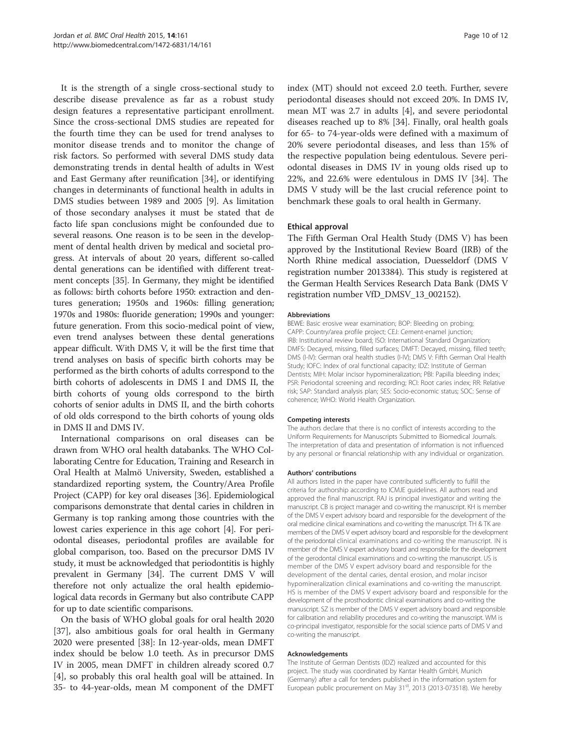It is the strength of a single cross-sectional study to describe disease prevalence as far as a robust study design features a representative participant enrollment. Since the cross-sectional DMS studies are repeated for the fourth time they can be used for trend analyses to monitor disease trends and to monitor the change of risk factors. So performed with several DMS study data demonstrating trends in dental health of adults in West and East Germany after reunification [34], or identifying changes in determinants of functional health in adults in DMS studies between 1989 and 2005 [9]. As limitation of those secondary analyses it must be stated that de facto life span conclusions might be confounded due to several reasons. One reason is to be seen in the development of dental health driven by medical and societal progress. At intervals of about 20 years, different so-called dental generations can be identified with different treatment concepts [35]. In Germany, they might be identified as follows: birth cohorts before 1950: extraction and dentures generation; 1950s and 1960s: filling generation; 1970s and 1980s: fluoride generation; 1990s and younger: future generation. From this socio-medical point of view, even trend analyses between these dental generations appear difficult. With DMS V, it will be the first time that trend analyses on basis of specific birth cohorts may be performed as the birth cohorts of adults correspond to the birth cohorts of adolescents in DMS I and DMS II, the birth cohorts of young olds correspond to the birth cohorts of senior adults in DMS II, and the birth cohorts of old olds correspond to the birth cohorts of young olds in DMS II and DMS IV.

International comparisons on oral diseases can be drawn from WHO oral health databanks. The WHO Collaborating Centre for Education, Training and Research in Oral Health at Malmö University, Sweden, established a standardized reporting system, the Country/Area Profile Project (CAPP) for key oral diseases [36]. Epidemiological comparisons demonstrate that dental caries in children in Germany is top ranking among those countries with the lowest caries experience in this age cohort [4]. For periodontal diseases, periodontal profiles are available for global comparison, too. Based on the precursor DMS IV study, it must be acknowledged that periodontitis is highly prevalent in Germany [34]. The current DMS V will therefore not only actualize the oral health epidemiological data records in Germany but also contribute CAPP for up to date scientific comparisons.

On the basis of WHO global goals for oral health 2020 [37], also ambitious goals for oral health in Germany 2020 were presented [38]: In 12-year-olds, mean DMFT index should be below 1.0 teeth. As in precursor DMS IV in 2005, mean DMFT in children already scored 0.7 [4], so probably this oral health goal will be attained. In 35- to 44-year-olds, mean M component of the DMFT index (MT) should not exceed 2.0 teeth. Further, severe periodontal diseases should not exceed 20%. In DMS IV, mean MT was 2.7 in adults [4], and severe periodontal diseases reached up to 8% [34]. Finally, oral health goals for 65- to 74-year-olds were defined with a maximum of 20% severe periodontal diseases, and less than 15% of the respective population being edentulous. Severe periodontal diseases in DMS IV in young olds rised up to 22%, and 22.6% were edentulous in DMS IV [34]. The DMS V study will be the last crucial reference point to benchmark these goals to oral health in Germany.

## Ethical approval

The Fifth German Oral Health Study (DMS V) has been approved by the Institutional Review Board (IRB) of the North Rhine medical association, Duesseldorf (DMS V registration number 2013384). This study is registered at the German Health Services Research Data Bank (DMS V registration number VfD_DMSV_13_002152).

#### Abbreviations

BEWE: Basic erosive wear examination; BOP: Bleeding on probing; CAPP: Country/area profile project; CEJ: Cement-enamel junction; IRB: Institutional review board; ISO: International Standard Organization; DMFS: Decayed, missing, filled surfaces; DMFT: Decayed, missing, filled teeth; DMS (I-IV): German oral health studies (I-IV); DMS V: Fifth German Oral Health Study; IOFC: Index of oral functional capacity; IDZ: Institute of German Dentists; MIH: Molar incisor hypomineralization; PBI: Papilla bleeding index; PSR: Periodontal screening and recording; RCI: Root caries index; RR: Relative risk; SAP: Standard analysis plan; SES: Socio-economic status; SOC: Sense of coherence; WHO: World Health Organization.

#### Competing interests

The authors declare that there is no conflict of interests according to the Uniform Requirements for Manuscripts Submitted to Biomedical Journals. The interpretation of data and presentation of information is not influenced by any personal or financial relationship with any individual or organization.

#### Authors' contributions

All authors listed in the paper have contributed sufficiently to fulfill the criteria for authorship according to ICMJE guidelines. All authors read and approved the final manuscript. RAJ is principal investigator and writing the manuscript. CB is project manager and co-writing the manuscript. KH is member of the DMS V expert advisory board and responsible for the development of the oral medicine clinical examinations and co-writing the manuscript. TH & TK are members of the DMS V expert advisory board and responsible for the development of the periodontal clinical examinations and co-writing the manuscript. IN is member of the DMS V expert advisory board and responsible for the development of the gerodontal clinical examinations and co-writing the manuscript. US is member of the DMS V expert advisory board and responsible for the development of the dental caries, dental erosion, and molar incisor hypomineralization clinical examinations and co-writing the manuscript. HS is member of the DMS V expert advisory board and responsible for the development of the prosthodontic clinical examinations and co-writing the manuscript. SZ is member of the DMS V expert advisory board and responsible for calibration and reliability procedures and co-writing the manuscript. WM is co-principal investigator, responsible for the social science parts of DMS V and co-writing the manuscript.

#### Acknowledgements

The Institute of German Dentists (IDZ) realized and accounted for this project. The study was coordinated by Kantar Health GmbH, Munich (Germany) after a call for tenders published in the information system for European public procurement on May 31st, 2013 (2013-073518). We hereby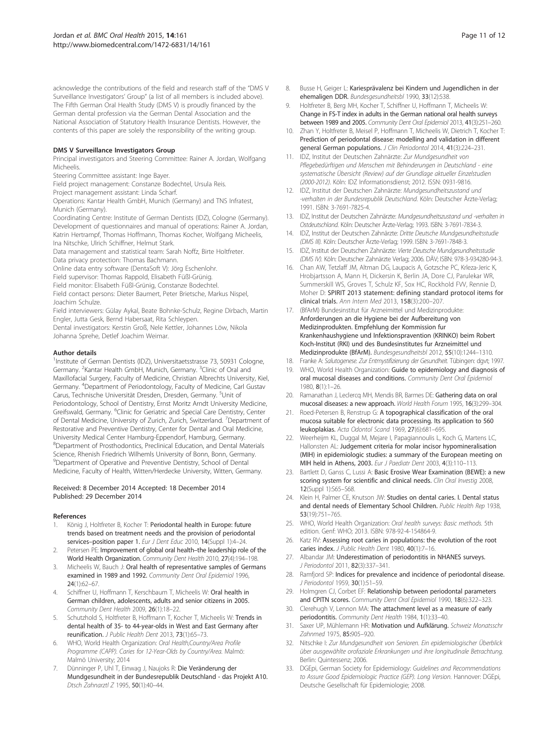acknowledge the contributions of the field and research staff of the "DMS V Surveillance Investigators' Group" (a list of all members is included above). The Fifth German Oral Health Study (DMS V) is proudly financed by the German dental profession via the German Dental Association and the National Association of Statutory Health Insurance Dentists. However, the contents of this paper are solely the responsibility of the writing group.

#### DMS V Surveillance Investigators Group

Principal investigators and Steering Committee: Rainer A. Jordan, Wolfgang Micheelis.
Steering Committee assistant: Inge Bayer.
Field project management: Constanze Bodechtel, Ursula Reis.
Project management assistant: Linda Scharf.
Operations: Kantar Health GmbH, Munich (Germany) and TNS Infratest, Munich (Germany).
Coordinating Centre: Institute of German Dentists (IDZ), Cologne (Germany).
Development of questionnaires and manual of operations: Rainer A. Jordan, Katrin Hertrampf, Thomas Hoffmann, Thomas Kocher, Wolfgang Micheelis, Ina Nitschke, Ulrich Schiffner, Helmut Stark.
Data management and statistical team: Sarah Noffz, Birte Holtfreter.
Data privacy protection: Thomas Bachmann.
Online data entry software (DentaSoft V): Jörg Eschenlohr.
Field supervisor: Thomas Rappold, Elisabeth Füßl-Grünig.
Field monitor: Elisabeth Füßl-Grünig, Constanze Bodechtel.
Field contact persons: Dieter Baumert, Peter Brietsche, Markus Nispel, Joachim Schulze.
Field interviewers: Gülay Aykal, Beate Bohnke-Schulz, Regine Dirbach, Martin Engler, Jutta Gesk, Bernd Habersaat, Rita Schleypen.
Dental investigators: Kerstin Groß, Nele Kettler, Johannes Löw, Nikola Johanna Sprehe, Detlef Joachim Weimar.

#### Author details

[1]Institute of German Dentists (IDZ), Universitaetsstrasse 73, 50931 Cologne, Germany. [2]Kantar Health GmbH, Munich, Germany. [3]Clinic of Oral and Maxillofacial Surgery, Faculty of Medicine, Christian Albrechts University, Kiel, Germany. [4]Department of Periodontology, Faculty of Medicine, Carl Gustav Carus, Technische Universität Dresden, Dresden, Germany. [5]Unit of Periodontology, School of Dentistry, Ernst Moritz Arndt University Medicine, Greifswald, Germany. [6]Clinic for Geriatric and Special Care Dentistry, Center of Dental Medicine, University of Zurich, Zurich, Switzerland. [7]Department of Restorative and Preventive Dentistry, Center for Dental and Oral Medicine, University Medical Center Hamburg-Eppendorf, Hamburg, Germany. [8]Department of Prosthodontics, Preclinical Education, and Dental Materials Science, Rhenish Friedrich Wilhemls University of Bonn, Bonn, Germany. [9]Department of Operative and Preventive Dentistry, School of Dental Medicine, Faculty of Health, Witten/Herdecke University, Witten, Germany.

Received: 8 December 2014 Accepted: 18 December 2014
Published: 29 December 2014

#### References

1. König J, Holtfreter B, Kocher T: **Periodontal health in Europe: future trends based on treatment needs and the provision of periodontal services–position paper 1.** *Eur J Dent Educ* 2010, **14**(Suppl 1):4–24.
2. Petersen PE: **Improvement of global oral health–the leadership role of the World Health Organization.** *Community Dent Health* 2010, **27**(4):194–198.
3. Micheelis W, Bauch J: **Oral health of representative samples of Germans examined in 1989 and 1992.** *Community Dent Oral Epidemiol* 1996, **24**(1):62–67.
4. Schiffner U, Hoffmann T, Kerschbaum T, Micheelis W: **Oral health in German children, adolescents, adults and senior citizens in 2005.** *Community Dent Health* 2009, **26**(1):18–22.
5. Schutzhold S, Holtfreter B, Hoffmann T, Kocher T, Micheelis W: **Trends in dental health of 35- to 44-year-olds in West and East Germany after reunification.** *J Public Health Dent* 2013, **73**(1):65–73.
6. WHO, World Health Organization: *Oral Health,Country/Area Profile Programme (CAPP). Caries for 12-Year-Olds by Country/Area.* Malmö: Malmö University; 2014
7. Dünninger P, Uhl T, Einwag J, Naujoks R: **Die Veränderung der Mundgesundheit in der Bundesrepublik Deutschland - das Projekt A10.** *Dtsch Zahnarztl Z* 1995, **50**(1):40–44.
8. Busse H, Geiger L: **Kariesprävalenz bei Kindern und Jugendlichen in der ehemaligen DDR.** *Bundesgesundheitsbl* 1990, **33**(12):538.
9. Holtfreter B, Berg MH, Kocher T, Schiffner U, Hoffmann T, Micheelis W: **Change in FS-T index in adults in the German national oral health surveys between 1989 and 2005.** *Community Dent Oral Epidemiol* 2013, **41**(3):251–260.
10. Zhan Y, Holtfreter B, Meisel P, Hoffmann T, Micheelis W, Dietrich T, Kocher T: **Prediction of periodontal disease: modelling and validation in different general German populations.** *J Clin Periodontol* 2014, **41**(3):224–231.
11. IDZ, Institut der Deutschen Zahnärzte: *Zur Mundgesundheit von Pflegebedürftigen und Menschen mit Behinderungen in Deutschland - eine systematische Übersicht (Review) auf der Grundlage aktueller Einzelstudien (2000-2012).* Köln: IDZ Informationsdienst; 2012. ISSN: 0931-9816.
12. IDZ, Institut der Deutschen Zahnärzte: *Mundgesundheitszustand und -verhalten in der Bundesrepublik Deutschland.* Köln: Deutscher Ärzte-Verlag; 1991. ISBN: 3-7691-7825-4.
13. IDZ, Institut der Deutschen Zahnärzte: *Mundgesundheitszustand und -verhalten in Ostdeutschland.* Köln: Deutscher Ärzte-Verlag; 1993. ISBN: 3-7691-7834-3.
14. IDZ, Institut der Deutschen Zahnärzte: *Dritte Deutsche Mundgesundheitsstudie (DMS III).* Köln: Deutscher Ärzte-Verlag; 1999. ISBN: 3-7691-7848-3.
15. IDZ, Institut der Deutschen Zahnärzte: *Vierte Deutsche Mundgesundheitsstudie (DMS IV).* Köln: Deutscher Zahnärzte Verlag; 2006. DÄV; ISBN: 978-3-934280-94-3.
16. Chan AW, Tetzlaff JM, Altman DG, Laupacis A, Gotzsche PC, Krleza-Jeric K, Hrobjartsson A, Mann H, Dickersin K, Berlin JA, Dore CJ, Parulekar WR, Summerskill WS, Groves T, Schulz KF, Sox HC, Rockhold FW, Rennie D, Moher D: **SPIRIT 2013 statement: defining standard protocol items for clinical trials.** *Ann Intern Med* 2013, **158**(3):200–207.
17. (BfArM) Bundesinstitut für Arzneimittel und Medizinprodukte: **Anforderungen an die Hygiene bei der Aufbereitung von Medizinprodukten. Empfehlung der Kommission fur Krankenhaushygiene und Infektionspravention (KRINKO) beim Robert Koch-Institut (RKI) und des Bundesinstitutes fur Arzneimittel und Medizinprodukte (BfArM).** *Bundesgesundheitsbl* 2012, **55**(10):1244–1310.
18. Franke A: *Salutogenese. Zur Entmystifizierung der Gesundheit.* Tübingen: dgvt; 1997.
19. WHO, World Health Organization: **Guide to epidemiology and diagnosis of oral mucosal diseases and conditions.** *Community Dent Oral Epidemiol* 1980, **8**(1):1–26.
20. Ramanathan J, Leclercq MH, Mendis BR, Barmes DE: **Gathering data on oral mucosal diseases: a new approach.** *World Health Forum* 1995, **16**(3):299–304.
21. Roed-Petersen B, Renstrup G: **A topographical classification of the oral mucosa suitable for electronic data processing. Its application to 560 leukoplakias.** *Acta Odontol Scand* 1969, **27**(6):681–695.
22. Weerheijm KL, Duggal M, Mejare I, Papagiannoulis L, Koch G, Martens LC, Hallonsten AL: **Judgement criteria for molar incisor hypomineralisation (MIH) in epidemiologic studies: a summary of the European meeting on MIH held in Athens, 2003.** *Eur J Paediatr Dent* 2003, **4**(3):110–113.
23. Bartlett D, Ganss C, Lussi A: **Basic Erosive Wear Examination (BEWE): a new scoring system for scientific and clinical needs.** *Clin Oral Investig* 2008, **12**(Suppl 1):S65–S68.
24. Klein H, Palmer CE, Knutson JW: **Studies on dental caries. I. Dental status and dental needs of Elementary School Children.** *Public Health Rep* 1938, **53**(19):751–765.
25. WHO, World Health Organization: *Oral health surveys: Basic methods.* 5th edition. Genf: WHO; 2013. ISBN: 978-92-4-154864-9.
26. Katz RV: **Assessing root caries in populations: the evolution of the root caries index.** *J Public Health Dent* 1980, **40**(1):7–16.
27. Albandar JM: **Underestimation of periodontitis in NHANES surveys.** *J Periodontol* 2011, **82**(3):337–341.
28. Ramfjord SP: **Indices for prevalence and incidence of periodontal disease.** *J Periodontol* 1959, **30**(1):51–59.
29. Holmgren CJ, Corbet EF: **Relationship between periodontal parameters and CPITN scores.** *Community Dent Oral Epidemiol* 1990, **18**(6):322–323.
30. Clerehugh V, Lennon MA: **The attachment level as a measure of early periodontitis.** *Community Dent Health* 1984, **1**(1):33–40.
31. Saxer UP, Mühlemann HR: **Motivation und Aufklärung.** *Schweiz Monatsschr Zahnmed* 1975, **85**:905–920.
32. Nitschke I: *Zur Mundgesundheit von Senioren. Ein epidemiologischer Überblick über ausgewählte orofaziale Erkrankungen und ihre longitudinale Betrachtung.* Berlin: Quintessenz; 2006.
33. DGEpi, German Society for Epidemiology: *Guidelines and Recommendations to Assure Good Epidemiologic Practice (GEP). Long Version.* Hannover: DGEpi, Deutsche Gesellschaft für Epidemiologie; 2008.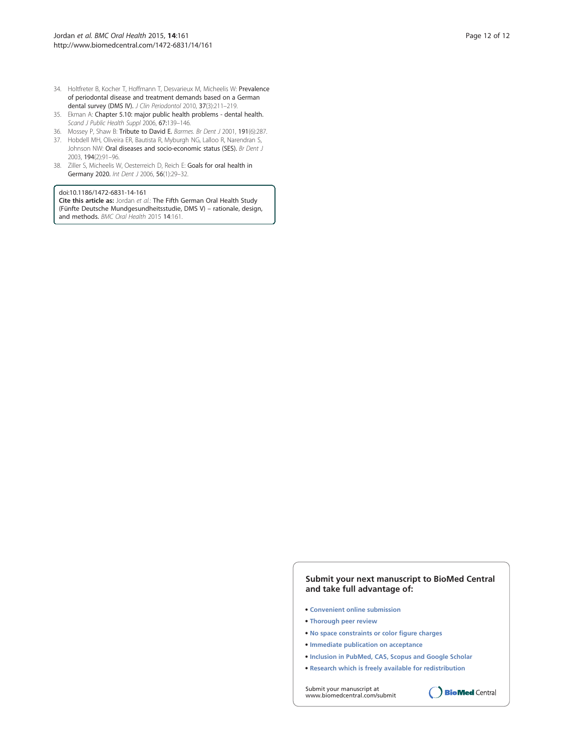34. Holtfreter B, Kocher T, Hoffmann T, Desvarieux M, Micheelis W: **Prevalence of periodontal disease and treatment demands based on a German dental survey (DMS IV).** *J Clin Periodontol* 2010, **37**(3):211–219.
35. Ekman A: **Chapter 5.10: major public health problems - dental health.** *Scand J Public Health Suppl* 2006, **67:**139–146.
36. Mossey P, Shaw B: **Tribute to David E.** *Barmes. Br Dent J* 2001, **191**(6):287.
37. Hobdell MH, Oliveira ER, Bautista R, Myburgh NG, Lalloo R, Narendran S, Johnson NW: **Oral diseases and socio-economic status (SES).** *Br Dent J* 2003, **194**(2):91–96.
38. Ziller S, Micheelis W, Oesterreich D, Reich E: **Goals for oral health in Germany 2020.** *Int Dent J* 2006, **56**(1):29–32.

doi:10.1186/1472-6831-14-161
**Cite this article as:** Jordan *et al.*: The Fifth German Oral Health Study (Fünfte Deutsche Mundgesundheitsstudie, DMS V) – rationale, design, and methods. *BMC Oral Health* 2015 **14**:161.

**Submit your next manuscript to BioMed Central and take full advantage of:**

- **Convenient online submission**
- **Thorough peer review**
- **No space constraints or color figure charges**
- **Immediate publication on acceptance**
- **Inclusion in PubMed, CAS, Scopus and Google Scholar**
- **Research which is freely available for redistribution**

Submit your manuscript at
www.biomedcentral.com/submit

BioMed Central